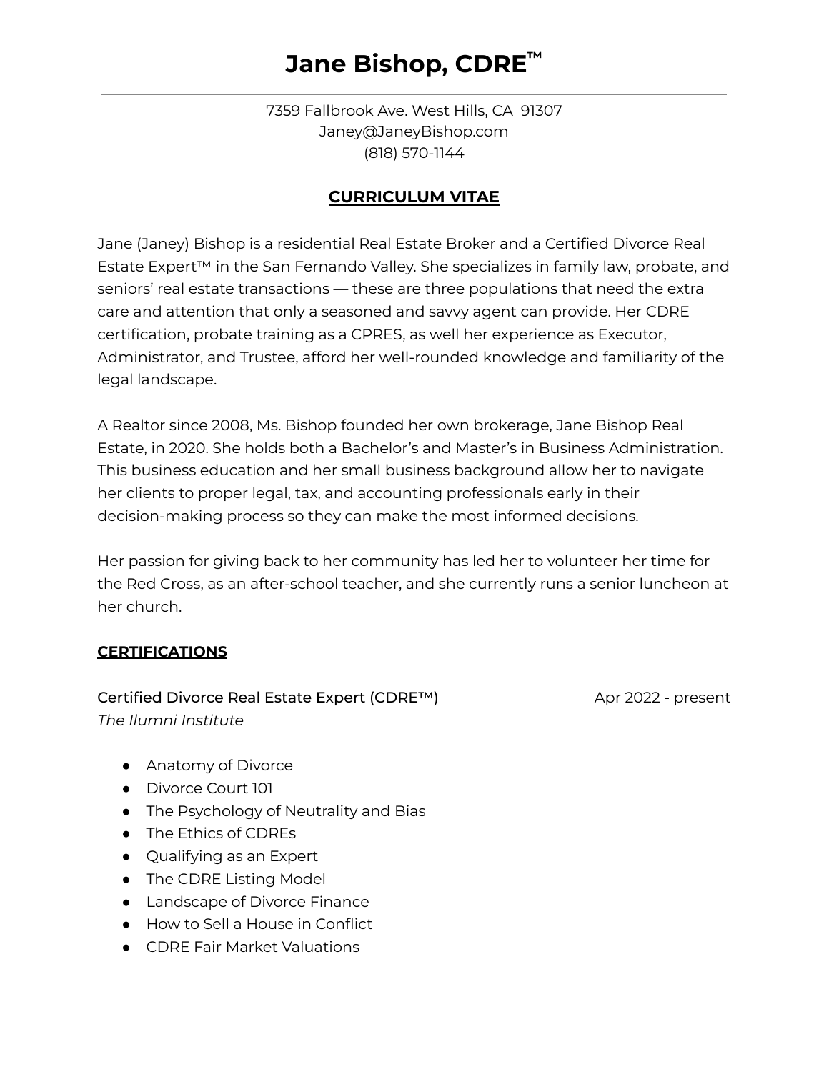# Jane Bishop, CDRE™

7359 Fallbrook Ave. West Hills, CA 91307
Janey@JaneyBishop.com
(818) 570-1144

## CURRICULUM VITAE

Jane (Janey) Bishop is a residential Real Estate Broker and a Certified Divorce Real Estate Expert™ in the San Fernando Valley. She specializes in family law, probate, and seniors' real estate transactions — these are three populations that need the extra care and attention that only a seasoned and savvy agent can provide. Her CDRE certification, probate training as a CPRES, as well her experience as Executor, Administrator, and Trustee, afford her well-rounded knowledge and familiarity of the legal landscape.

A Realtor since 2008, Ms. Bishop founded her own brokerage, Jane Bishop Real Estate, in 2020. She holds both a Bachelor's and Master's in Business Administration. This business education and her small business background allow her to navigate her clients to proper legal, tax, and accounting professionals early in their decision-making process so they can make the most informed decisions.

Her passion for giving back to her community has led her to volunteer her time for the Red Cross, as an after-school teacher, and she currently runs a senior luncheon at her church.

## CERTIFICATIONS

Certified Divorce Real Estate Expert (CDRE™) — Apr 2022 - present
*The Ilumni Institute*

- Anatomy of Divorce
- Divorce Court 101
- The Psychology of Neutrality and Bias
- The Ethics of CDREs
- Qualifying as an Expert
- The CDRE Listing Model
- Landscape of Divorce Finance
- How to Sell a House in Conflict
- CDRE Fair Market Valuations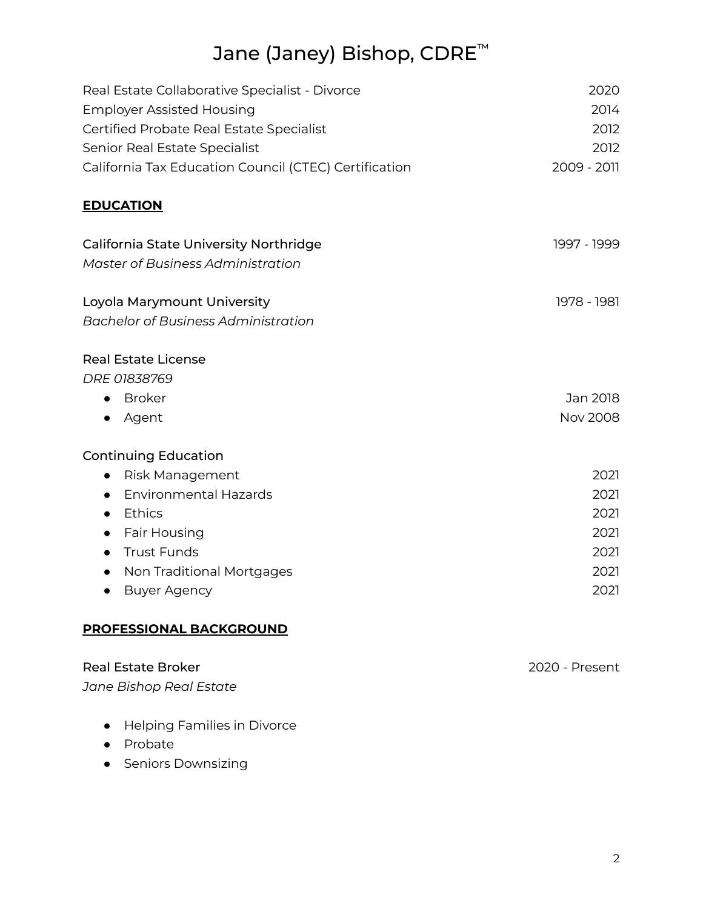# Jane (Janey) Bishop, CDRE™

| | |
|---|---|
| Real Estate Collaborative Specialist - Divorce | 2020 |
| Employer Assisted Housing | 2014 |
| Certified Probate Real Estate Specialist | 2012 |
| Senior Real Estate Specialist | 2012 |
| California Tax Education Council (CTEC) Certification | 2009 - 2011 |

## EDUCATION

**California State University Northridge** — 1997 - 1999
*Master of Business Administration*

**Loyola Marymount University** — 1978 - 1981
*Bachelor of Business Administration*

**Real Estate License**
*DRE 01838769*

- Broker — Jan 2018
- Agent — Nov 2008

**Continuing Education**

- Risk Management — 2021
- Environmental Hazards — 2021
- Ethics — 2021
- Fair Housing — 2021
- Trust Funds — 2021
- Non Traditional Mortgages — 2021
- Buyer Agency — 2021

## PROFESSIONAL BACKGROUND

**Real Estate Broker** — 2020 - Present
*Jane Bishop Real Estate*

- Helping Families in Divorce
- Probate
- Seniors Downsizing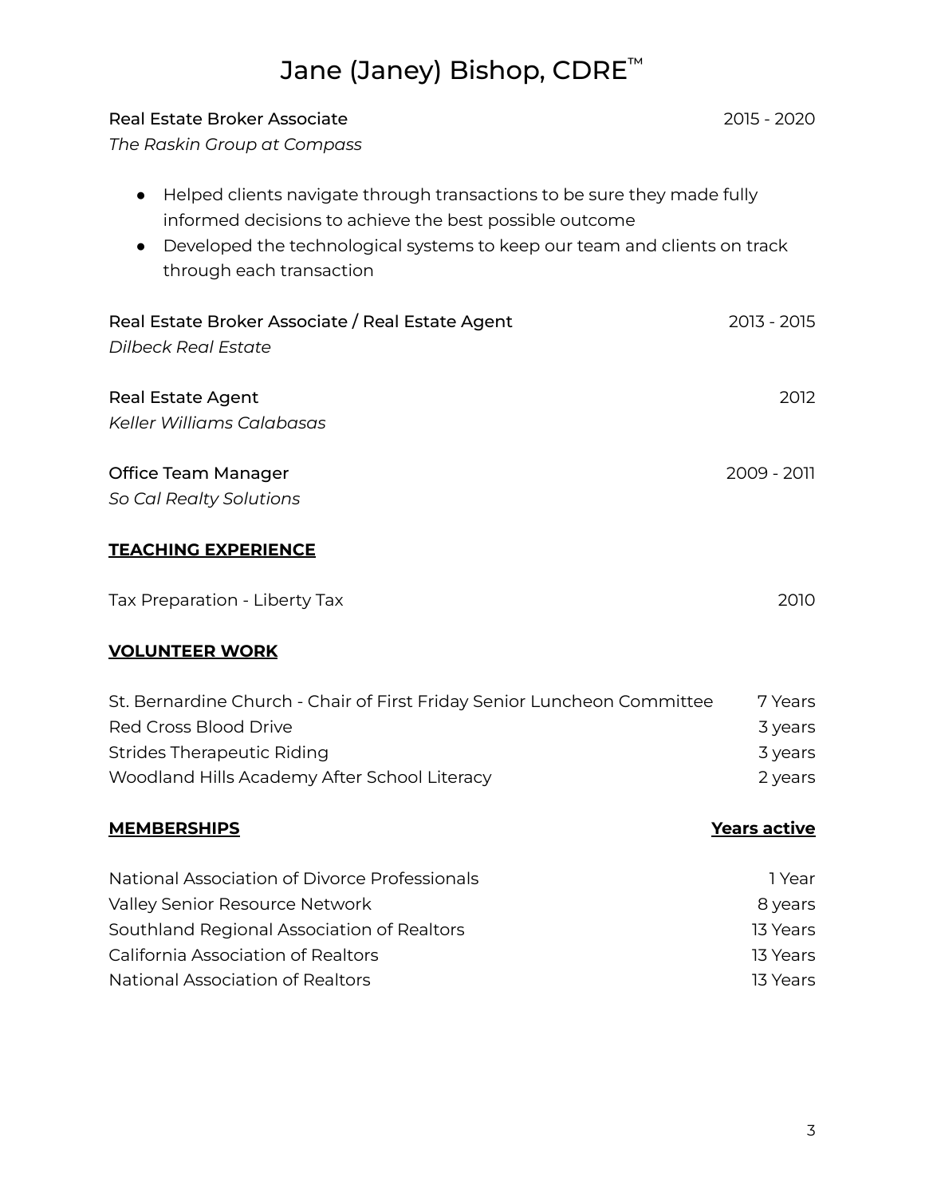# Jane (Janey) Bishop, CDRE™

**Real Estate Broker Associate** 2015 - 2020
*The Raskin Group at Compass*

- Helped clients navigate through transactions to be sure they made fully informed decisions to achieve the best possible outcome
- Developed the technological systems to keep our team and clients on track through each transaction

**Real Estate Broker Associate / Real Estate Agent** 2013 - 2015
*Dilbeck Real Estate*

**Real Estate Agent** 2012
*Keller Williams Calabasas*

**Office Team Manager** 2009 - 2011
*So Cal Realty Solutions*

## TEACHING EXPERIENCE

Tax Preparation - Liberty Tax 2010

## VOLUNTEER WORK

| | |
|---|---|
| St. Bernardine Church - Chair of First Friday Senior Luncheon Committee | 7 Years |
| Red Cross Blood Drive | 3 years |
| Strides Therapeutic Riding | 3 years |
| Woodland Hills Academy After School Literacy | 2 years |

## MEMBERSHIPS

| MEMBERSHIPS | Years active |
|---|---|
| National Association of Divorce Professionals | 1 Year |
| Valley Senior Resource Network | 8 years |
| Southland Regional Association of Realtors | 13 Years |
| California Association of Realtors | 13 Years |
| National Association of Realtors | 13 Years |